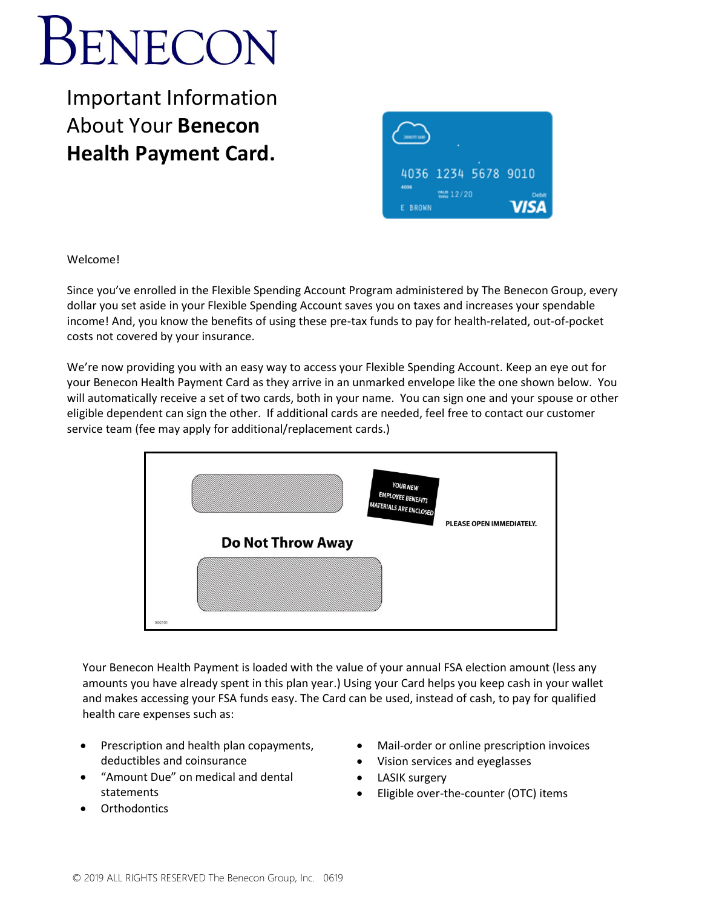# BENECON

## Important Information About Your **Benecon Health Payment Card.**

Welcome!

Since you've enrolled in the Flexible Spending Account Program administered by The Benecon Group, every dollar you set aside in your Flexible Spending Account saves you on taxes and increases your spendable income! And, you know the benefits of using these pre-tax funds to pay for health-related, out-of-pocket costs not covered by your insurance.

We're now providing you with an easy way to access your Flexible Spending Account. Keep an eye out for your Benecon Health Payment Card as they arrive in an unmarked envelope like the one shown below. You will automatically receive a set of two cards, both in your name. You can sign one and your spouse or other eligible dependent can sign the other. If additional cards are needed, feel free to contact our customer service team (fee may apply for additional/replacement cards.)

Your Benecon Health Payment is loaded with the value of your annual FSA election amount (less any amounts you have already spent in this plan year.) Using your Card helps you keep cash in your wallet and makes accessing your FSA funds easy. The Card can be used, instead of cash, to pay for qualified health care expenses such as:

- Prescription and health plan copayments, deductibles and coinsurance
- "Amount Due" on medical and dental statements
- Orthodontics
- Mail-order or online prescription invoices
- Vision services and eyeglasses
- LASIK surgery
- Eligible over-the-counter (OTC) items

© 2019 ALL RIGHTS RESERVED The Benecon Group, Inc. 0619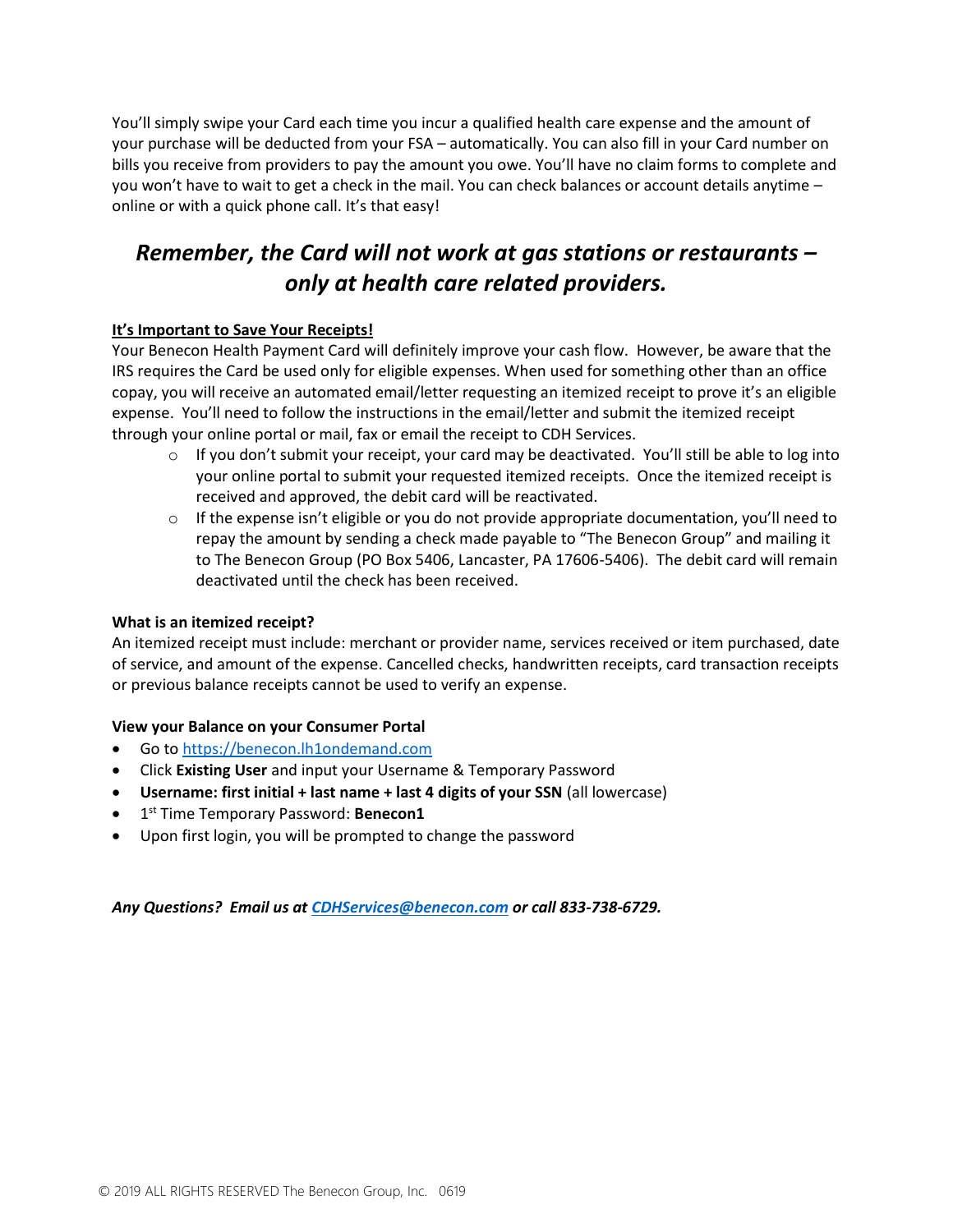You'll simply swipe your Card each time you incur a qualified health care expense and the amount of your purchase will be deducted from your FSA – automatically. You can also fill in your Card number on bills you receive from providers to pay the amount you owe. You'll have no claim forms to complete and you won't have to wait to get a check in the mail. You can check balances or account details anytime – online or with a quick phone call. It's that easy!

## ***Remember, the Card will not work at gas stations or restaurants – only at health care related providers.***

**It's Important to Save Your Receipts!**

Your Benecon Health Payment Card will definitely improve your cash flow. However, be aware that the IRS requires the Card be used only for eligible expenses. When used for something other than an office copay, you will receive an automated email/letter requesting an itemized receipt to prove it's an eligible expense. You'll need to follow the instructions in the email/letter and submit the itemized receipt through your online portal or mail, fax or email the receipt to CDH Services.

- If you don't submit your receipt, your card may be deactivated. You'll still be able to log into your online portal to submit your requested itemized receipts. Once the itemized receipt is received and approved, the debit card will be reactivated.
- If the expense isn't eligible or you do not provide appropriate documentation, you'll need to repay the amount by sending a check made payable to "The Benecon Group" and mailing it to The Benecon Group (PO Box 5406, Lancaster, PA 17606-5406). The debit card will remain deactivated until the check has been received.

**What is an itemized receipt?**

An itemized receipt must include: merchant or provider name, services received or item purchased, date of service, and amount of the expense. Cancelled checks, handwritten receipts, card transaction receipts or previous balance receipts cannot be used to verify an expense.

**View your Balance on your Consumer Portal**

- Go to https://benecon.lh1ondemand.com
- Click **Existing User** and input your Username & Temporary Password
- **Username: first initial + last name + last 4 digits of your SSN** (all lowercase)
- 1st Time Temporary Password: **Benecon1**
- Upon first login, you will be prompted to change the password

***Any Questions? Email us at CDHServices@benecon.com or call 833-738-6729.***

© 2019 ALL RIGHTS RESERVED The Benecon Group, Inc. 0619